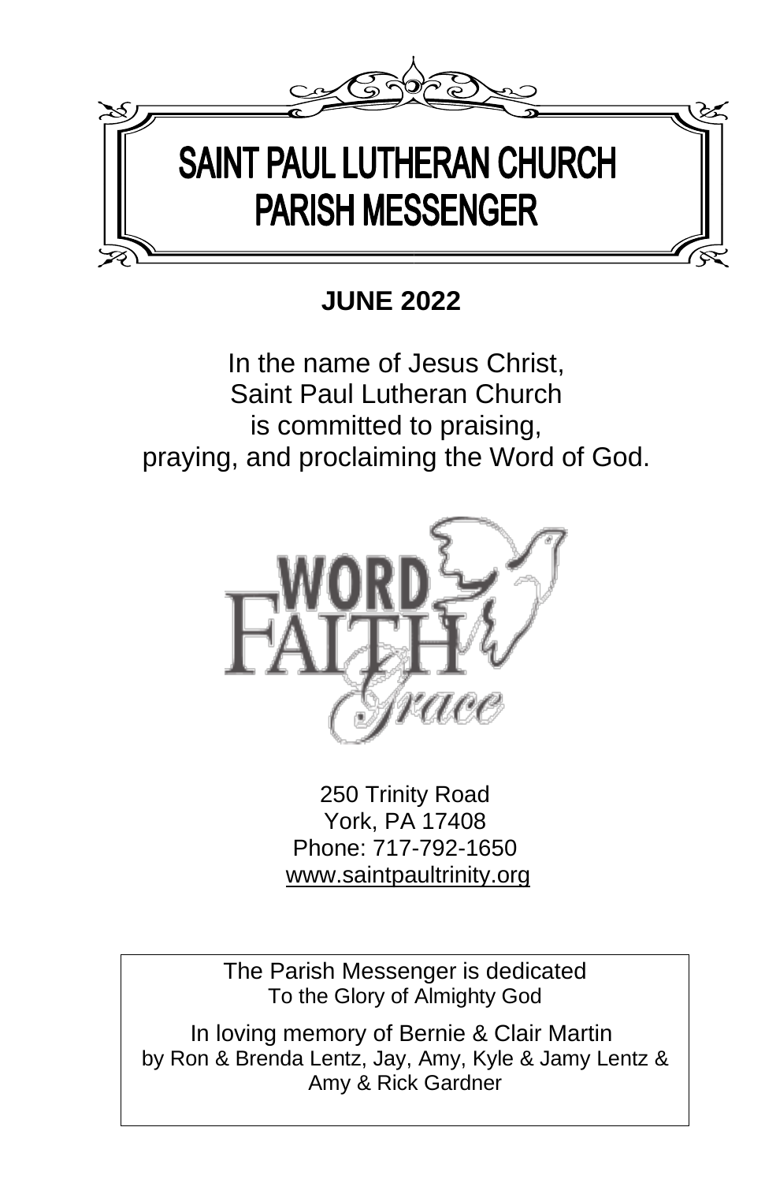# SAINT PAUL LUTHERAN CHURCH
# PARISH MESSENGER

**JUNE 2022**

In the name of Jesus Christ,
Saint Paul Lutheran Church
is committed to praising,
praying, and proclaiming the Word of God.

WORD
FAITH
Grace

250 Trinity Road
York, PA 17408
Phone: 717-792-1650
www.saintpaultrinity.org

The Parish Messenger is dedicated
To the Glory of Almighty God

In loving memory of Bernie & Clair Martin
by Ron & Brenda Lentz, Jay, Amy, Kyle & Jamy Lentz &
Amy & Rick Gardner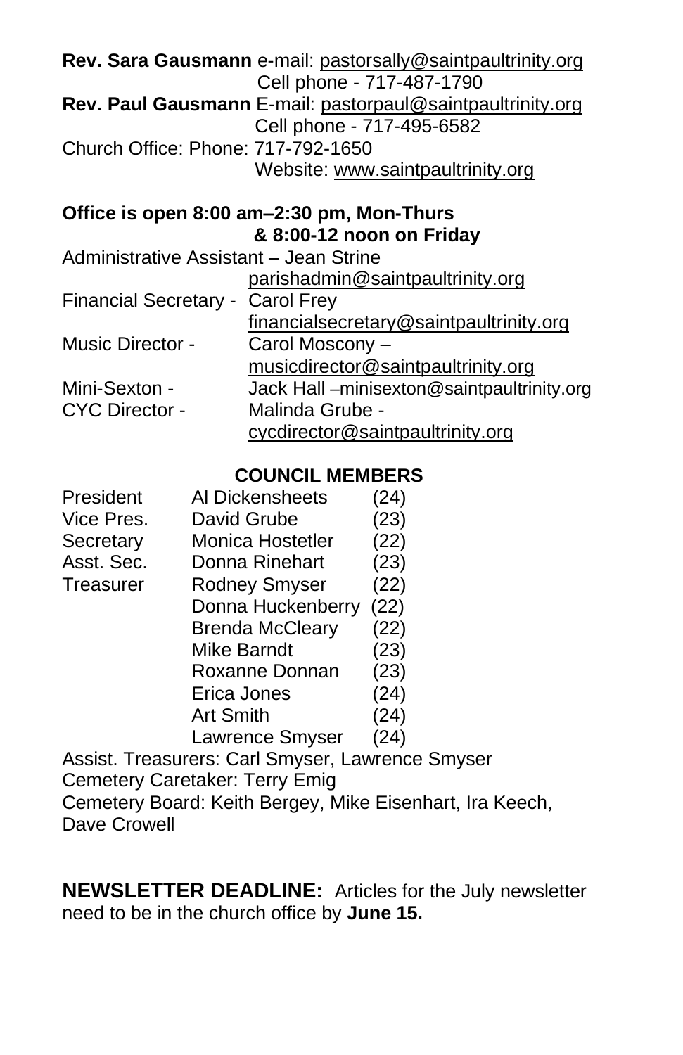**Rev. Sara Gausmann** e-mail: pastorsally@saintpaultrinity.org
Cell phone - 717-487-1790

**Rev. Paul Gausmann** E-mail: pastorpaul@saintpaultrinity.org
Cell phone - 717-495-6582

Church Office: Phone: 717-792-1650
Website: www.saintpaultrinity.org

**Office is open 8:00 am–2:30 pm, Mon-Thurs**
**& 8:00-12 noon on Friday**

Administrative Assistant – Jean Strine
parishadmin@saintpaultrinity.org

Financial Secretary - Carol Frey
financialsecretary@saintpaultrinity.org

Music Director - Carol Moscony –
musicdirector@saintpaultrinity.org

Mini-Sexton - Jack Hall –minisexton@saintpaultrinity.org

CYC Director - Malinda Grube -
cycdirector@saintpaultrinity.org

## COUNCIL MEMBERS

| | | |
|---|---|---|
| President | Al Dickensheets | (24) |
| Vice Pres. | David Grube | (23) |
| Secretary | Monica Hostetler | (22) |
| Asst. Sec. | Donna Rinehart | (23) |
| Treasurer | Rodney Smyser | (22) |
| | Donna Huckenberry | (22) |
| | Brenda McCleary | (22) |
| | Mike Barndt | (23) |
| | Roxanne Donnan | (23) |
| | Erica Jones | (24) |
| | Art Smith | (24) |
| | Lawrence Smyser | (24) |

Assist. Treasurers: Carl Smyser, Lawrence Smyser
Cemetery Caretaker: Terry Emig
Cemetery Board: Keith Bergey, Mike Eisenhart, Ira Keech, Dave Crowell

**NEWSLETTER DEADLINE:** Articles for the July newsletter need to be in the church office by **June 15.**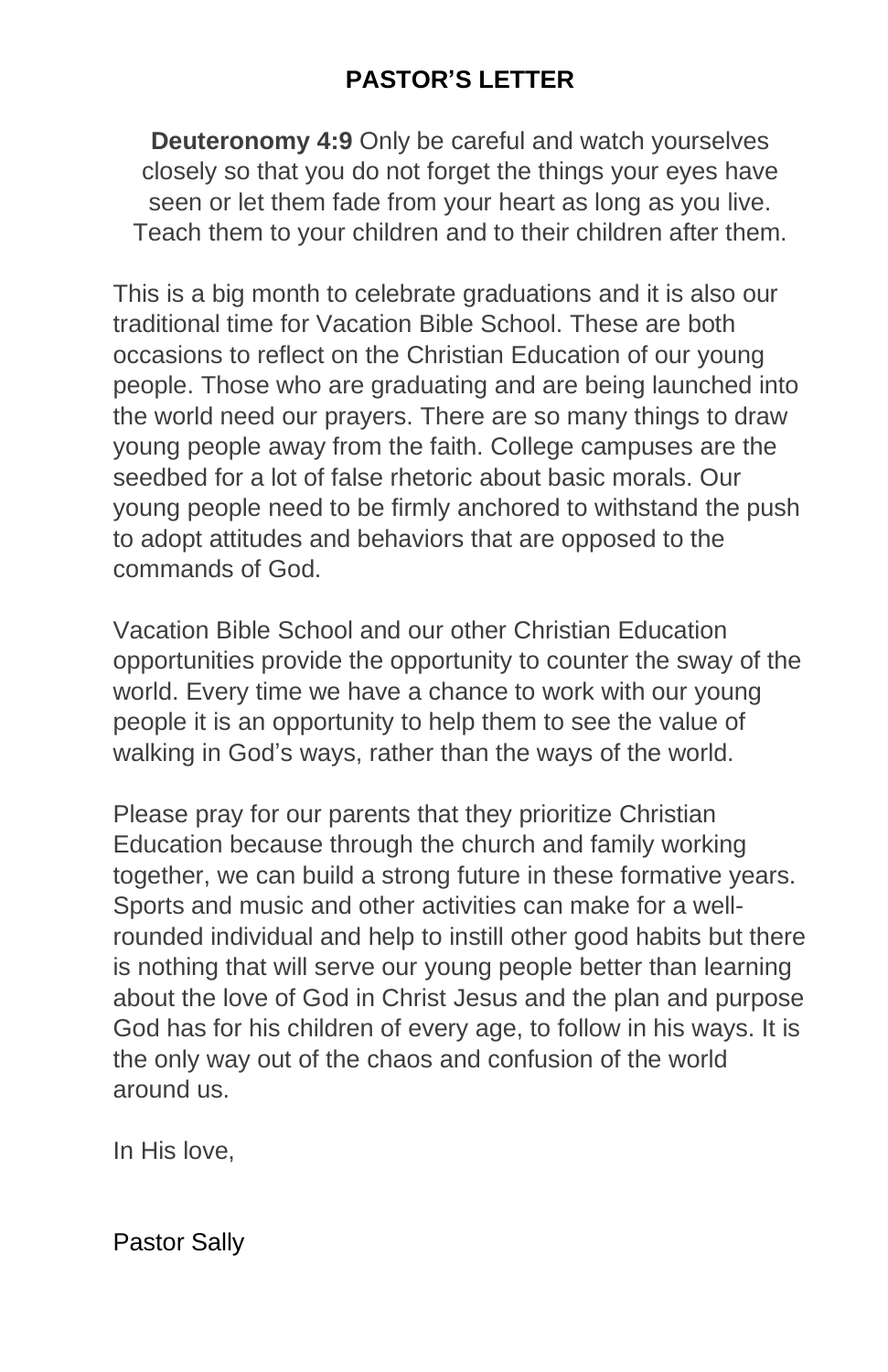# PASTOR'S LETTER

**Deuteronomy 4:9** Only be careful and watch yourselves closely so that you do not forget the things your eyes have seen or let them fade from your heart as long as you live. Teach them to your children and to their children after them.

This is a big month to celebrate graduations and it is also our traditional time for Vacation Bible School. These are both occasions to reflect on the Christian Education of our young people. Those who are graduating and are being launched into the world need our prayers. There are so many things to draw young people away from the faith. College campuses are the seedbed for a lot of false rhetoric about basic morals. Our young people need to be firmly anchored to withstand the push to adopt attitudes and behaviors that are opposed to the commands of God.

Vacation Bible School and our other Christian Education opportunities provide the opportunity to counter the sway of the world. Every time we have a chance to work with our young people it is an opportunity to help them to see the value of walking in God's ways, rather than the ways of the world.

Please pray for our parents that they prioritize Christian Education because through the church and family working together, we can build a strong future in these formative years. Sports and music and other activities can make for a well-rounded individual and help to instill other good habits but there is nothing that will serve our young people better than learning about the love of God in Christ Jesus and the plan and purpose God has for his children of every age, to follow in his ways. It is the only way out of the chaos and confusion of the world around us.

In His love,

Pastor Sally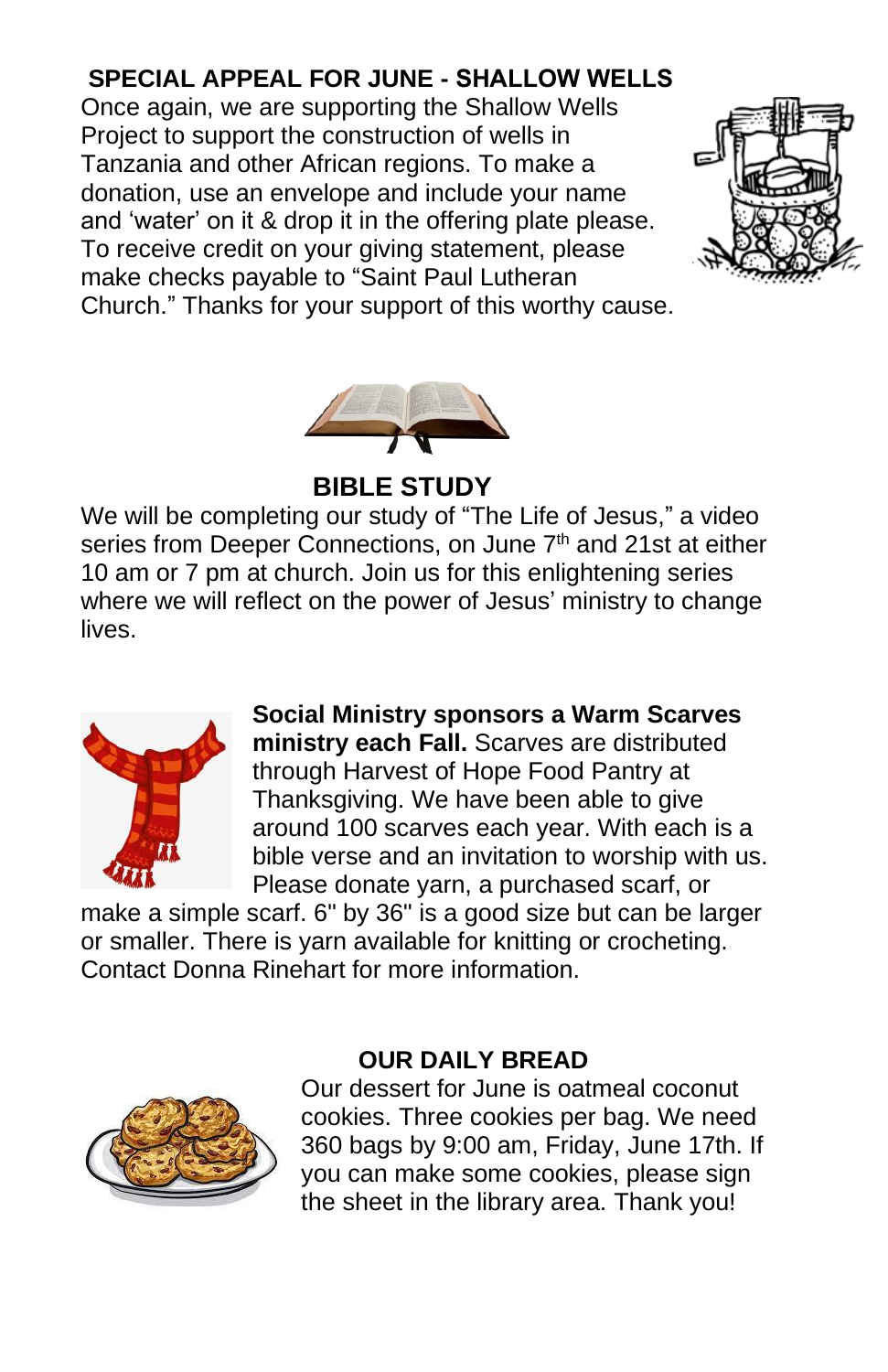## SPECIAL APPEAL FOR JUNE - SHALLOW WELLS

Once again, we are supporting the Shallow Wells Project to support the construction of wells in Tanzania and other African regions. To make a donation, use an envelope and include your name and 'water' on it & drop it in the offering plate please. To receive credit on your giving statement, please make checks payable to "Saint Paul Lutheran Church." Thanks for your support of this worthy cause.

## BIBLE STUDY

We will be completing our study of "The Life of Jesus," a video series from Deeper Connections, on June 7th and 21st at either 10 am or 7 pm at church. Join us for this enlightening series where we will reflect on the power of Jesus' ministry to change lives.

**Social Ministry sponsors a Warm Scarves ministry each Fall.** Scarves are distributed through Harvest of Hope Food Pantry at Thanksgiving. We have been able to give around 100 scarves each year. With each is a bible verse and an invitation to worship with us. Please donate yarn, a purchased scarf, or make a simple scarf. 6" by 36" is a good size but can be larger or smaller. There is yarn available for knitting or crocheting. Contact Donna Rinehart for more information.

## OUR DAILY BREAD

Our dessert for June is oatmeal coconut cookies. Three cookies per bag. We need 360 bags by 9:00 am, Friday, June 17th. If you can make some cookies, please sign the sheet in the library area. Thank you!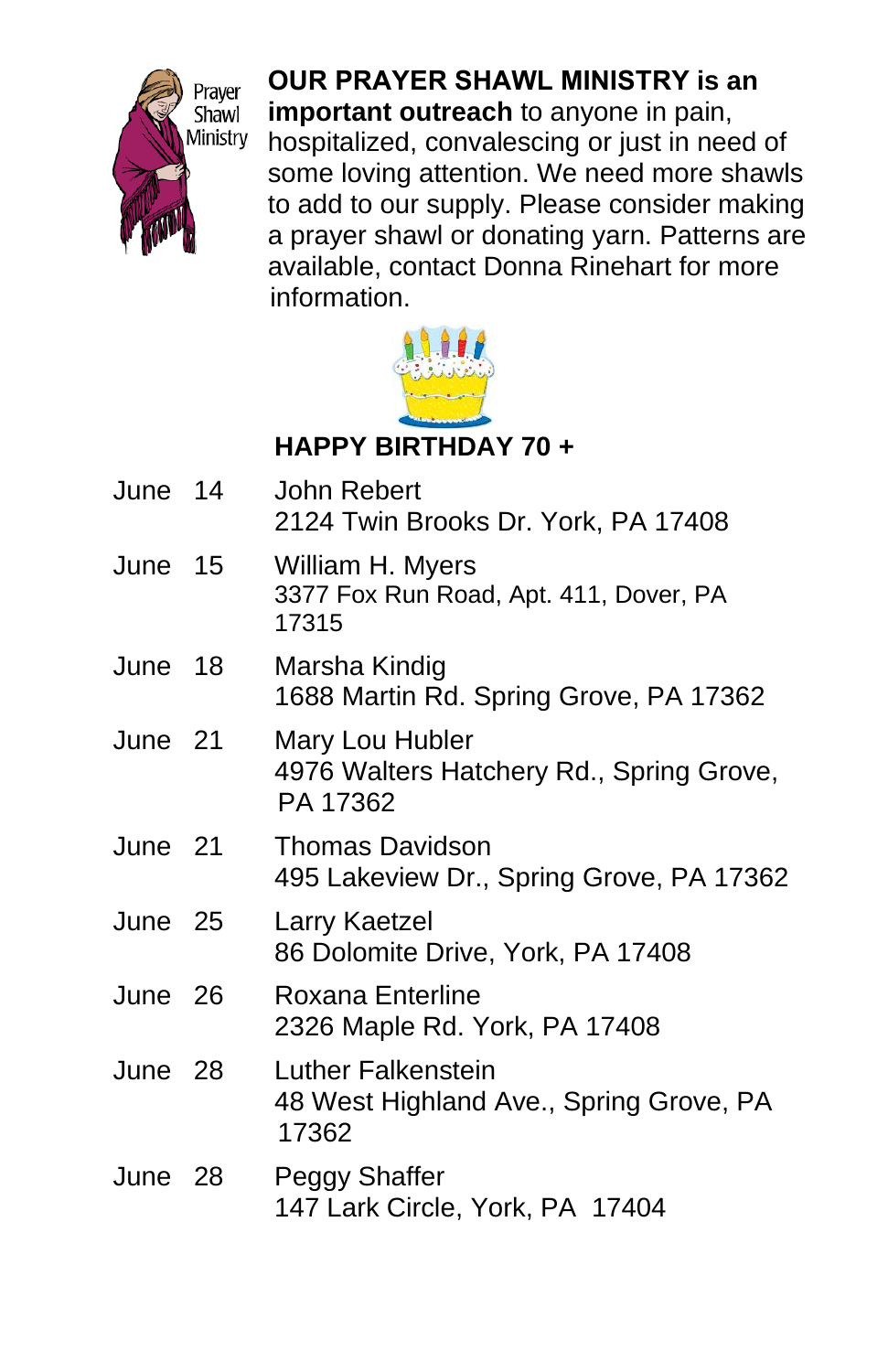Prayer Shawl Ministry

**OUR PRAYER SHAWL MINISTRY is an important outreach** to anyone in pain, hospitalized, convalescing or just in need of some loving attention. We need more shawls to add to our supply. Please consider making a prayer shawl or donating yarn. Patterns are available, contact Donna Rinehart for more information.

## HAPPY BIRTHDAY 70 +

| | |
|---|---|
| June 14 | John Rebert<br>2124 Twin Brooks Dr. York, PA 17408 |
| June 15 | William H. Myers<br>3377 Fox Run Road, Apt. 411, Dover, PA 17315 |
| June 18 | Marsha Kindig<br>1688 Martin Rd. Spring Grove, PA 17362 |
| June 21 | Mary Lou Hubler<br>4976 Walters Hatchery Rd., Spring Grove, PA 17362 |
| June 21 | Thomas Davidson<br>495 Lakeview Dr., Spring Grove, PA 17362 |
| June 25 | Larry Kaetzel<br>86 Dolomite Drive, York, PA 17408 |
| June 26 | Roxana Enterline<br>2326 Maple Rd. York, PA 17408 |
| June 28 | Luther Falkenstein<br>48 West Highland Ave., Spring Grove, PA 17362 |
| June 28 | Peggy Shaffer<br>147 Lark Circle, York, PA 17404 |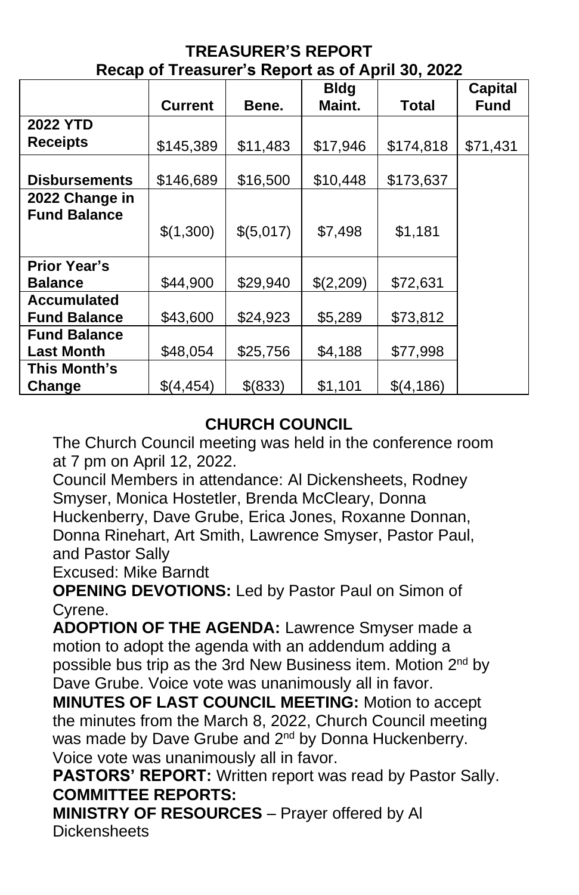## TREASURER'S REPORT

### Recap of Treasurer's Report as of April 30, 2022

| | Current | Bene. | Bldg Maint. | Total | Capital Fund |
|---|---|---|---|---|---|
| **2022 YTD Receipts** | $145,389 | $11,483 | $17,946 | $174,818 | $71,431 |
| **Disbursements** | $146,689 | $16,500 | $10,448 | $173,637 | |
| **2022 Change in Fund Balance** | $(1,300) | $(5,017) | $7,498 | $1,181 | |
| **Prior Year's Balance** | $44,900 | $29,940 | $(2,209) | $72,631 | |
| **Accumulated Fund Balance** | $43,600 | $24,923 | $5,289 | $73,812 | |
| **Fund Balance Last Month** | $48,054 | $25,756 | $4,188 | $77,998 | |
| **This Month's Change** | $(4,454) | $(833) | $1,101 | $(4,186) | |

## CHURCH COUNCIL

The Church Council meeting was held in the conference room at 7 pm on April 12, 2022.

Council Members in attendance: Al Dickensheets, Rodney Smyser, Monica Hostetler, Brenda McCleary, Donna Huckenberry, Dave Grube, Erica Jones, Roxanne Donnan, Donna Rinehart, Art Smith, Lawrence Smyser, Pastor Paul, and Pastor Sally

Excused: Mike Barndt

**OPENING DEVOTIONS:** Led by Pastor Paul on Simon of Cyrene.

**ADOPTION OF THE AGENDA:** Lawrence Smyser made a motion to adopt the agenda with an addendum adding a possible bus trip as the 3rd New Business item. Motion 2nd by Dave Grube. Voice vote was unanimously all in favor.

**MINUTES OF LAST COUNCIL MEETING:** Motion to accept the minutes from the March 8, 2022, Church Council meeting was made by Dave Grube and 2nd by Donna Huckenberry. Voice vote was unanimously all in favor.

**PASTORS' REPORT:** Written report was read by Pastor Sally.

**COMMITTEE REPORTS:**

**MINISTRY OF RESOURCES** – Prayer offered by Al Dickensheets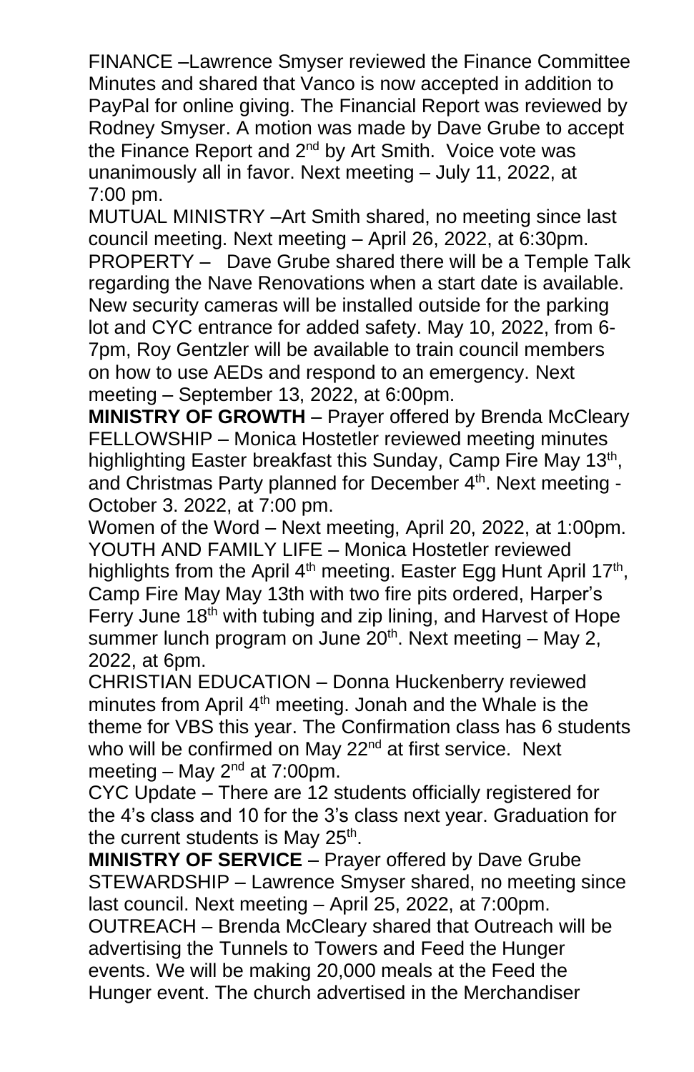FINANCE –Lawrence Smyser reviewed the Finance Committee Minutes and shared that Vanco is now accepted in addition to PayPal for online giving. The Financial Report was reviewed by Rodney Smyser. A motion was made by Dave Grube to accept the Finance Report and 2nd by Art Smith. Voice vote was unanimously all in favor. Next meeting – July 11, 2022, at 7:00 pm.

MUTUAL MINISTRY –Art Smith shared, no meeting since last council meeting. Next meeting – April 26, 2022, at 6:30pm.

PROPERTY – Dave Grube shared there will be a Temple Talk regarding the Nave Renovations when a start date is available. New security cameras will be installed outside for the parking lot and CYC entrance for added safety. May 10, 2022, from 6-7pm, Roy Gentzler will be available to train council members on how to use AEDs and respond to an emergency. Next meeting – September 13, 2022, at 6:00pm.

**MINISTRY OF GROWTH** – Prayer offered by Brenda McCleary

FELLOWSHIP – Monica Hostetler reviewed meeting minutes highlighting Easter breakfast this Sunday, Camp Fire May 13th, and Christmas Party planned for December 4th. Next meeting - October 3. 2022, at 7:00 pm.

Women of the Word – Next meeting, April 20, 2022, at 1:00pm.

YOUTH AND FAMILY LIFE – Monica Hostetler reviewed highlights from the April 4th meeting. Easter Egg Hunt April 17th, Camp Fire May May 13th with two fire pits ordered, Harper's Ferry June 18th with tubing and zip lining, and Harvest of Hope summer lunch program on June 20th. Next meeting – May 2, 2022, at 6pm.

CHRISTIAN EDUCATION – Donna Huckenberry reviewed minutes from April 4th meeting. Jonah and the Whale is the theme for VBS this year. The Confirmation class has 6 students who will be confirmed on May 22nd at first service. Next meeting – May 2nd at 7:00pm.

CYC Update – There are 12 students officially registered for the 4's class and 10 for the 3's class next year. Graduation for the current students is May 25th.

**MINISTRY OF SERVICE** – Prayer offered by Dave Grube

STEWARDSHIP – Lawrence Smyser shared, no meeting since last council. Next meeting – April 25, 2022, at 7:00pm.

OUTREACH – Brenda McCleary shared that Outreach will be advertising the Tunnels to Towers and Feed the Hunger events. We will be making 20,000 meals at the Feed the Hunger event. The church advertised in the Merchandiser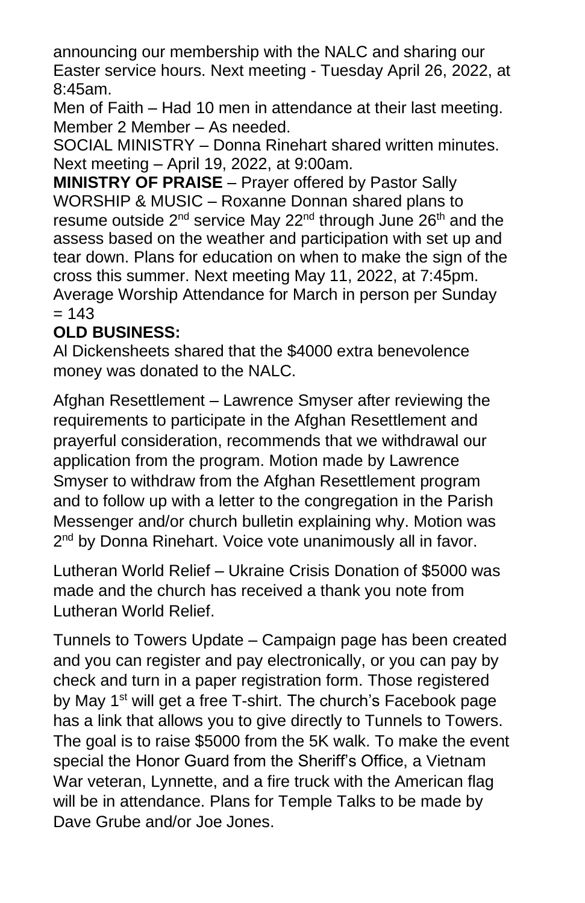announcing our membership with the NALC and sharing our Easter service hours. Next meeting - Tuesday April 26, 2022, at 8:45am.

Men of Faith – Had 10 men in attendance at their last meeting.

Member 2 Member – As needed.

SOCIAL MINISTRY – Donna Rinehart shared written minutes. Next meeting – April 19, 2022, at 9:00am.

**MINISTRY OF PRAISE** – Prayer offered by Pastor Sally

WORSHIP & MUSIC – Roxanne Donnan shared plans to resume outside 2nd service May 22nd through June 26th and the assess based on the weather and participation with set up and tear down. Plans for education on when to make the sign of the cross this summer. Next meeting May 11, 2022, at 7:45pm.

Average Worship Attendance for March in person per Sunday = 143

**OLD BUSINESS:**

Al Dickensheets shared that the $4000 extra benevolence money was donated to the NALC.

Afghan Resettlement – Lawrence Smyser after reviewing the requirements to participate in the Afghan Resettlement and prayerful consideration, recommends that we withdrawal our application from the program. Motion made by Lawrence Smyser to withdraw from the Afghan Resettlement program and to follow up with a letter to the congregation in the Parish Messenger and/or church bulletin explaining why. Motion was 2nd by Donna Rinehart. Voice vote unanimously all in favor.

Lutheran World Relief – Ukraine Crisis Donation of $5000 was made and the church has received a thank you note from Lutheran World Relief.

Tunnels to Towers Update – Campaign page has been created and you can register and pay electronically, or you can pay by check and turn in a paper registration form. Those registered by May 1st will get a free T-shirt. The church's Facebook page has a link that allows you to give directly to Tunnels to Towers. The goal is to raise $5000 from the 5K walk. To make the event special the Honor Guard from the Sheriff's Office, a Vietnam War veteran, Lynnette, and a fire truck with the American flag will be in attendance. Plans for Temple Talks to be made by Dave Grube and/or Joe Jones.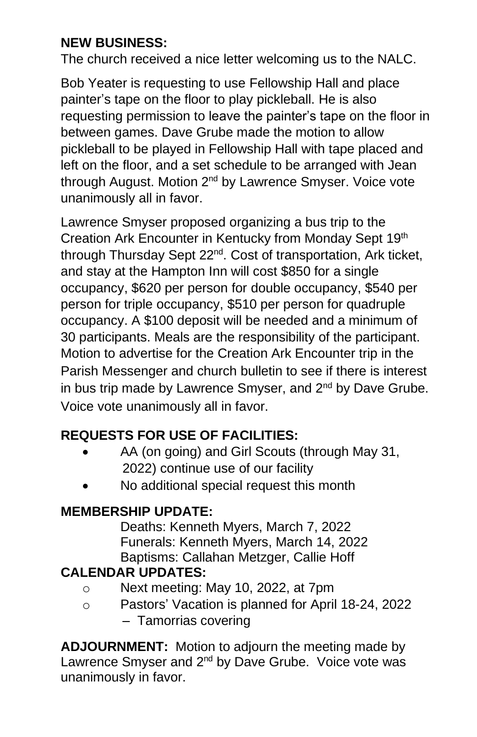**NEW BUSINESS:**

The church received a nice letter welcoming us to the NALC.

Bob Yeater is requesting to use Fellowship Hall and place painter's tape on the floor to play pickleball. He is also requesting permission to leave the painter's tape on the floor in between games. Dave Grube made the motion to allow pickleball to be played in Fellowship Hall with tape placed and left on the floor, and a set schedule to be arranged with Jean through August. Motion 2nd by Lawrence Smyser. Voice vote unanimously all in favor.

Lawrence Smyser proposed organizing a bus trip to the Creation Ark Encounter in Kentucky from Monday Sept 19th through Thursday Sept 22nd. Cost of transportation, Ark ticket, and stay at the Hampton Inn will cost $850 for a single occupancy, $620 per person for double occupancy, $540 per person for triple occupancy, $510 per person for quadruple occupancy. A $100 deposit will be needed and a minimum of 30 participants. Meals are the responsibility of the participant. Motion to advertise for the Creation Ark Encounter trip in the Parish Messenger and church bulletin to see if there is interest in bus trip made by Lawrence Smyser, and 2nd by Dave Grube. Voice vote unanimously all in favor.

**REQUESTS FOR USE OF FACILITIES:**

- AA (on going) and Girl Scouts (through May 31, 2022) continue use of our facility
- No additional special request this month

**MEMBERSHIP UPDATE:**

Deaths: Kenneth Myers, March 7, 2022
Funerals: Kenneth Myers, March 14, 2022
Baptisms: Callahan Metzger, Callie Hoff

**CALENDAR UPDATES:**

- Next meeting: May 10, 2022, at 7pm
- Pastors' Vacation is planned for April 18-24, 2022
  – Tamorrias covering

**ADJOURNMENT:** Motion to adjourn the meeting made by Lawrence Smyser and 2nd by Dave Grube. Voice vote was unanimously in favor.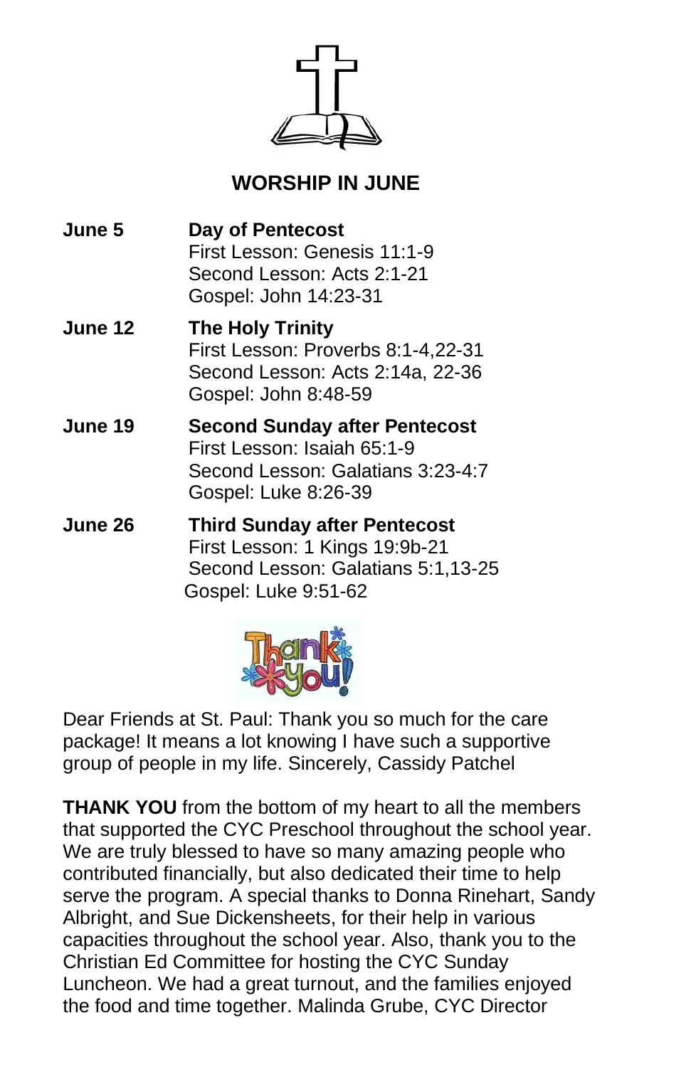## WORSHIP IN JUNE

**June 5** — **Day of Pentecost**
First Lesson: Genesis 11:1-9
Second Lesson: Acts 2:1-21
Gospel: John 14:23-31

**June 12** — **The Holy Trinity**
First Lesson: Proverbs 8:1-4,22-31
Second Lesson: Acts 2:14a, 22-36
Gospel: John 8:48-59

**June 19** — **Second Sunday after Pentecost**
First Lesson: Isaiah 65:1-9
Second Lesson: Galatians 3:23-4:7
Gospel: Luke 8:26-39

**June 26** — **Third Sunday after Pentecost**
First Lesson: 1 Kings 19:9b-21
Second Lesson: Galatians 5:1,13-25
Gospel: Luke 9:51-62

Dear Friends at St. Paul: Thank you so much for the care package! It means a lot knowing I have such a supportive group of people in my life. Sincerely, Cassidy Patchel

**THANK YOU** from the bottom of my heart to all the members that supported the CYC Preschool throughout the school year. We are truly blessed to have so many amazing people who contributed financially, but also dedicated their time to help serve the program. A special thanks to Donna Rinehart, Sandy Albright, and Sue Dickensheets, for their help in various capacities throughout the school year. Also, thank you to the Christian Ed Committee for hosting the CYC Sunday Luncheon. We had a great turnout, and the families enjoyed the food and time together. Malinda Grube, CYC Director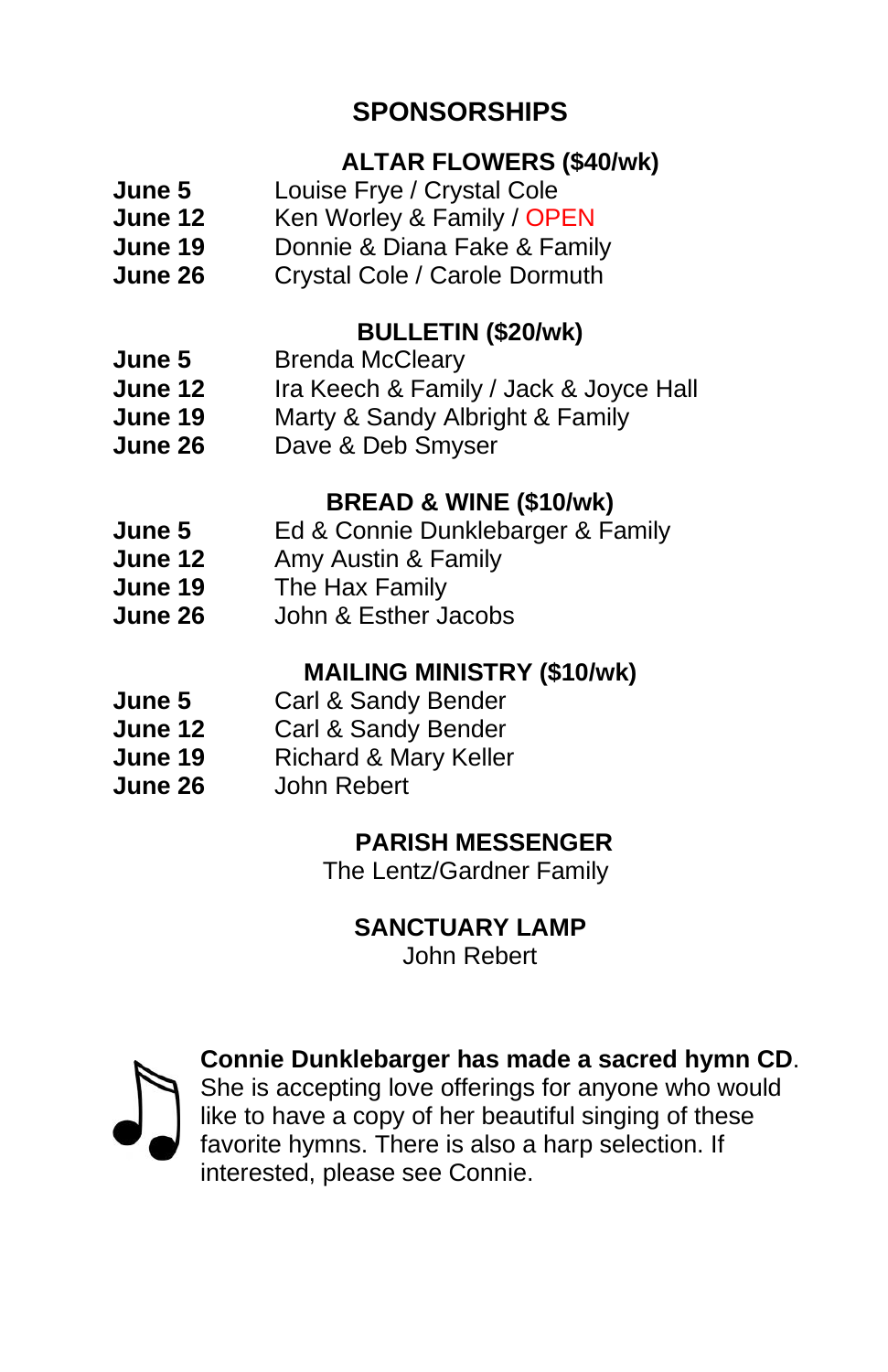## SPONSORSHIPS

### ALTAR FLOWERS ($40/wk)

**June 5** Louise Frye / Crystal Cole
**June 12** Ken Worley & Family / OPEN
**June 19** Donnie & Diana Fake & Family
**June 26** Crystal Cole / Carole Dormuth

### BULLETIN ($20/wk)

**June 5** Brenda McCleary
**June 12** Ira Keech & Family / Jack & Joyce Hall
**June 19** Marty & Sandy Albright & Family
**June 26** Dave & Deb Smyser

### BREAD & WINE ($10/wk)

**June 5** Ed & Connie Dunklebarger & Family
**June 12** Amy Austin & Family
**June 19** The Hax Family
**June 26** John & Esther Jacobs

### MAILING MINISTRY ($10/wk)

**June 5** Carl & Sandy Bender
**June 12** Carl & Sandy Bender
**June 19** Richard & Mary Keller
**June 26** John Rebert

### PARISH MESSENGER

The Lentz/Gardner Family

### SANCTUARY LAMP

John Rebert

**Connie Dunklebarger has made a sacred hymn CD**. She is accepting love offerings for anyone who would like to have a copy of her beautiful singing of these favorite hymns. There is also a harp selection. If interested, please see Connie.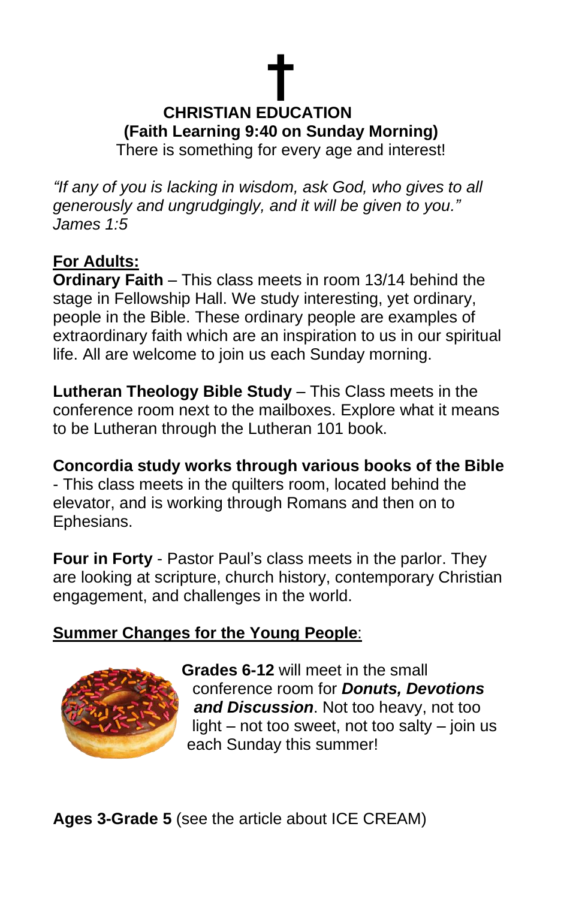# CHRISTIAN EDUCATION
## (Faith Learning 9:40 on Sunday Morning)

There is something for every age and interest!

*"If any of you is lacking in wisdom, ask God, who gives to all generously and ungrudgingly, and it will be given to you." James 1:5*

**For Adults:**

**Ordinary Faith** – This class meets in room 13/14 behind the stage in Fellowship Hall. We study interesting, yet ordinary, people in the Bible. These ordinary people are examples of extraordinary faith which are an inspiration to us in our spiritual life. All are welcome to join us each Sunday morning.

**Lutheran Theology Bible Study** – This Class meets in the conference room next to the mailboxes. Explore what it means to be Lutheran through the Lutheran 101 book.

**Concordia study works through various books of the Bible** - This class meets in the quilters room, located behind the elevator, and is working through Romans and then on to Ephesians.

**Four in Forty** - Pastor Paul's class meets in the parlor. They are looking at scripture, church history, contemporary Christian engagement, and challenges in the world.

**Summer Changes for the Young People**:

**Grades 6-12** will meet in the small conference room for ***Donuts, Devotions and Discussion***. Not too heavy, not too light – not too sweet, not too salty – join us each Sunday this summer!

**Ages 3-Grade 5** (see the article about ICE CREAM)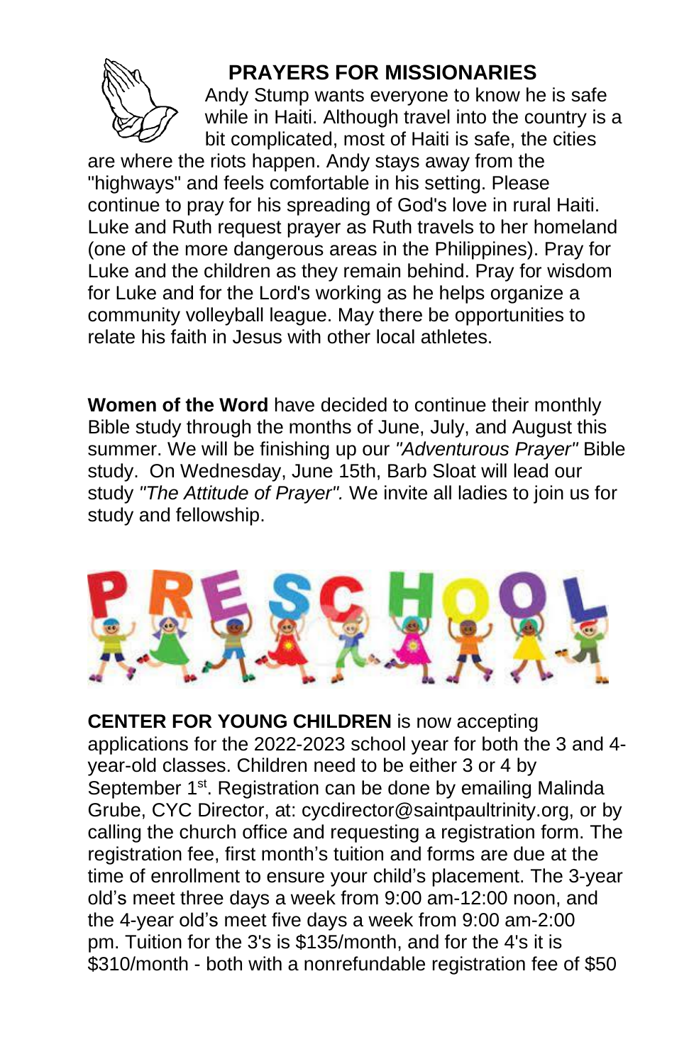## PRAYERS FOR MISSIONARIES

Andy Stump wants everyone to know he is safe while in Haiti. Although travel into the country is a bit complicated, most of Haiti is safe, the cities are where the riots happen. Andy stays away from the "highways" and feels comfortable in his setting. Please continue to pray for his spreading of God's love in rural Haiti. Luke and Ruth request prayer as Ruth travels to her homeland (one of the more dangerous areas in the Philippines). Pray for Luke and the children as they remain behind. Pray for wisdom for Luke and for the Lord's working as he helps organize a community volleyball league. May there be opportunities to relate his faith in Jesus with other local athletes.

**Women of the Word** have decided to continue their monthly Bible study through the months of June, July, and August this summer. We will be finishing up our *"Adventurous Prayer"* Bible study. On Wednesday, June 15th, Barb Sloat will lead our study *"The Attitude of Prayer".* We invite all ladies to join us for study and fellowship.

**PRESCHOOL**

**CENTER FOR YOUNG CHILDREN** is now accepting applications for the 2022-2023 school year for both the 3 and 4-year-old classes. Children need to be either 3 or 4 by September 1st. Registration can be done by emailing Malinda Grube, CYC Director, at: cycdirector@saintpaultrinity.org, or by calling the church office and requesting a registration form. The registration fee, first month's tuition and forms are due at the time of enrollment to ensure your child's placement. The 3-year old's meet three days a week from 9:00 am-12:00 noon, and the 4-year old's meet five days a week from 9:00 am-2:00 pm. Tuition for the 3's is $135/month, and for the 4's it is $310/month - both with a nonrefundable registration fee of $50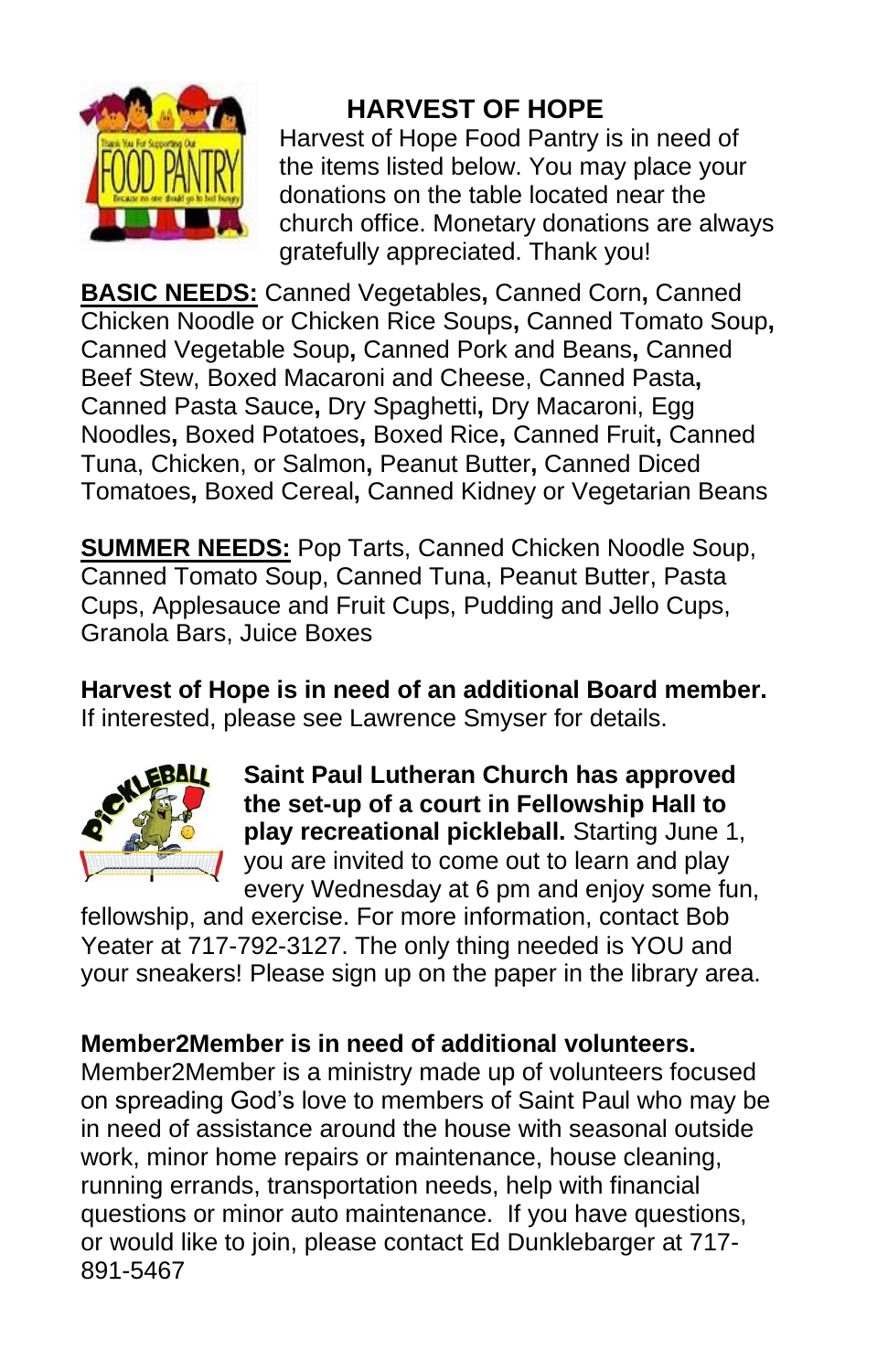## HARVEST OF HOPE

Harvest of Hope Food Pantry is in need of the items listed below. You may place your donations on the table located near the church office. Monetary donations are always gratefully appreciated. Thank you!

**<u>BASIC NEEDS:</u>** Canned Vegetables**,** Canned Corn**,** Canned Chicken Noodle or Chicken Rice Soups**,** Canned Tomato Soup**,** Canned Vegetable Soup**,** Canned Pork and Beans**,** Canned Beef Stew, Boxed Macaroni and Cheese, Canned Pasta**,** Canned Pasta Sauce**,** Dry Spaghetti**,** Dry Macaroni, Egg Noodles**,** Boxed Potatoes**,** Boxed Rice**,** Canned Fruit**,** Canned Tuna, Chicken, or Salmon**,** Peanut Butter**,** Canned Diced Tomatoes**,** Boxed Cereal**,** Canned Kidney or Vegetarian Beans

**<u>SUMMER NEEDS:</u>** Pop Tarts, Canned Chicken Noodle Soup, Canned Tomato Soup, Canned Tuna, Peanut Butter, Pasta Cups, Applesauce and Fruit Cups, Pudding and Jello Cups, Granola Bars, Juice Boxes

**Harvest of Hope is in need of an additional Board member.** If interested, please see Lawrence Smyser for details.

**Saint Paul Lutheran Church has approved the set-up of a court in Fellowship Hall to play recreational pickleball.** Starting June 1, you are invited to come out to learn and play every Wednesday at 6 pm and enjoy some fun, fellowship, and exercise. For more information, contact Bob Yeater at 717-792-3127. The only thing needed is YOU and your sneakers! Please sign up on the paper in the library area.

**Member2Member is in need of additional volunteers.** Member2Member is a ministry made up of volunteers focused on spreading God's love to members of Saint Paul who may be in need of assistance around the house with seasonal outside work, minor home repairs or maintenance, house cleaning, running errands, transportation needs, help with financial questions or minor auto maintenance. If you have questions, or would like to join, please contact Ed Dunklebarger at 717-891-5467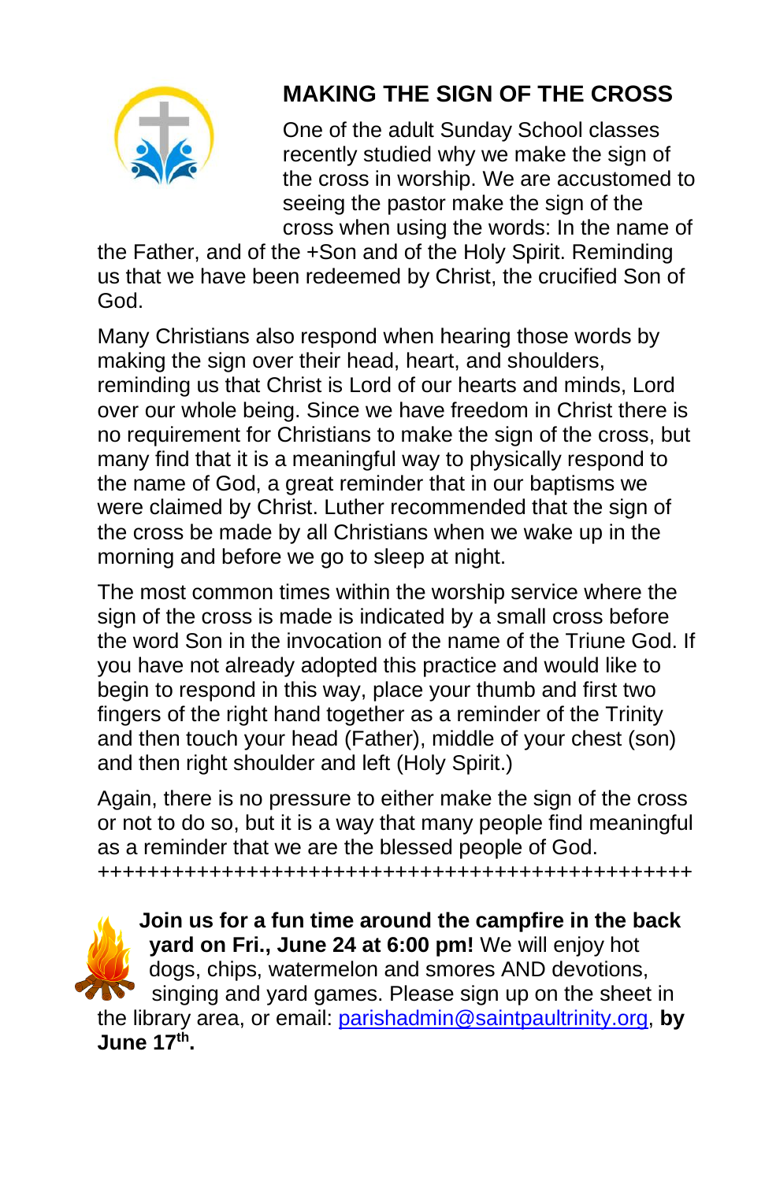## MAKING THE SIGN OF THE CROSS

One of the adult Sunday School classes recently studied why we make the sign of the cross in worship. We are accustomed to seeing the pastor make the sign of the cross when using the words: In the name of the Father, and of the +Son and of the Holy Spirit. Reminding us that we have been redeemed by Christ, the crucified Son of God.

Many Christians also respond when hearing those words by making the sign over their head, heart, and shoulders, reminding us that Christ is Lord of our hearts and minds, Lord over our whole being. Since we have freedom in Christ there is no requirement for Christians to make the sign of the cross, but many find that it is a meaningful way to physically respond to the name of God, a great reminder that in our baptisms we were claimed by Christ. Luther recommended that the sign of the cross be made by all Christians when we wake up in the morning and before we go to sleep at night.

The most common times within the worship service where the sign of the cross is made is indicated by a small cross before the word Son in the invocation of the name of the Triune God. If you have not already adopted this practice and would like to begin to respond in this way, place your thumb and first two fingers of the right hand together as a reminder of the Trinity and then touch your head (Father), middle of your chest (son) and then right shoulder and left (Holy Spirit.)

Again, there is no pressure to either make the sign of the cross or not to do so, but it is a way that many people find meaningful as a reminder that we are the blessed people of God.

++++++++++++++++++++++++++++++++++++++++++++++++++

**Join us for a fun time around the campfire in the back yard on Fri., June 24 at 6:00 pm!** We will enjoy hot dogs, chips, watermelon and smores AND devotions, singing and yard games. Please sign up on the sheet in the library area, or email: parishadmin@saintpaultrinity.org, **by June 17th.**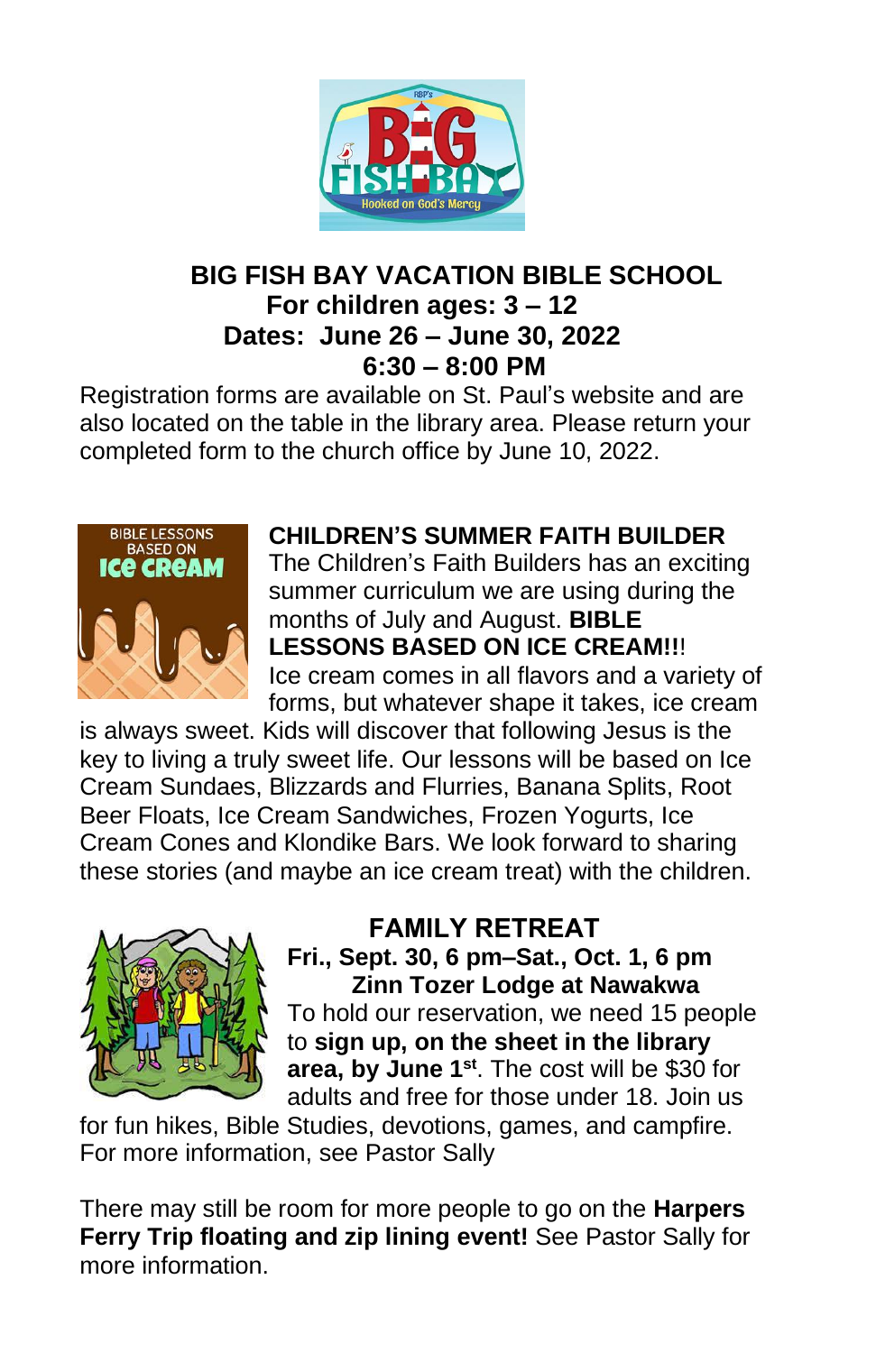## BIG FISH BAY VACATION BIBLE SCHOOL

**For children ages: 3 – 12**

**Dates: June 26 – June 30, 2022**

**6:30 – 8:00 PM**

Registration forms are available on St. Paul's website and are also located on the table in the library area. Please return your completed form to the church office by June 10, 2022.

## CHILDREN'S SUMMER FAITH BUILDER

The Children's Faith Builders has an exciting summer curriculum we are using during the months of July and August. **BIBLE LESSONS BASED ON ICE CREAM!!**! Ice cream comes in all flavors and a variety of forms, but whatever shape it takes, ice cream is always sweet. Kids will discover that following Jesus is the key to living a truly sweet life. Our lessons will be based on Ice Cream Sundaes, Blizzards and Flurries, Banana Splits, Root Beer Floats, Ice Cream Sandwiches, Frozen Yogurts, Ice Cream Cones and Klondike Bars. We look forward to sharing these stories (and maybe an ice cream treat) with the children.

## FAMILY RETREAT

**Fri., Sept. 30, 6 pm–Sat., Oct. 1, 6 pm**

**Zinn Tozer Lodge at Nawakwa**

To hold our reservation, we need 15 people to **sign up, on the sheet in the library area, by June 1st**. The cost will be $30 for adults and free for those under 18. Join us for fun hikes, Bible Studies, devotions, games, and campfire. For more information, see Pastor Sally

There may still be room for more people to go on the **Harpers Ferry Trip floating and zip lining event!** See Pastor Sally for more information.